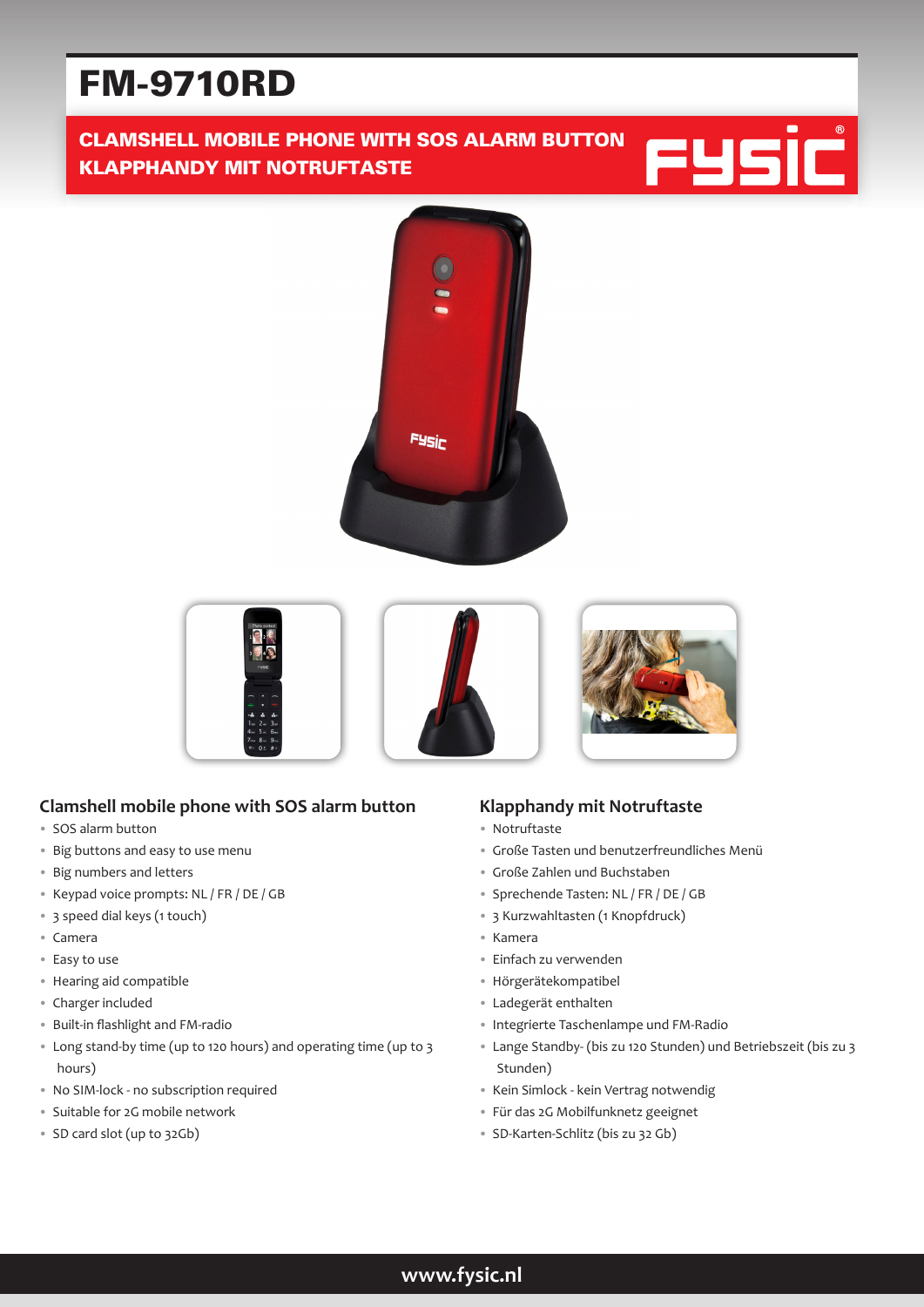# FM-9710RD

**CLAMSHELL MOBILE PHONE WITH SOS ALARM BUTTON**
**KLAPPHANDY MIT NOTRUFTASTE**

## Clamshell mobile phone with SOS alarm button

- SOS alarm button
- Big buttons and easy to use menu
- Big numbers and letters
- Keypad voice prompts: NL / FR / DE / GB
- 3 speed dial keys (1 touch)
- Camera
- Easy to use
- Hearing aid compatible
- Charger included
- Built-in flashlight and FM-radio
- Long stand-by time (up to 120 hours) and operating time (up to 3 hours)
- No SIM-lock - no subscription required
- Suitable for 2G mobile network
- SD card slot (up to 32Gb)

## Klapphandy mit Notruftaste

- Notruftaste
- Große Tasten und benutzerfreundliches Menü
- Große Zahlen und Buchstaben
- Sprechende Tasten: NL / FR / DE / GB
- 3 Kurzwahltasten (1 Knopfdruck)
- Kamera
- Einfach zu verwenden
- Hörgerätekompatibel
- Ladegerät enthalten
- Integrierte Taschenlampe und FM-Radio
- Lange Standby- (bis zu 120 Stunden) und Betriebszeit (bis zu 3 Stunden)
- Kein Simlock - kein Vertrag notwendig
- Für das 2G Mobilfunknetz geeignet
- SD-Karten-Schlitz (bis zu 32 Gb)

www.fysic.nl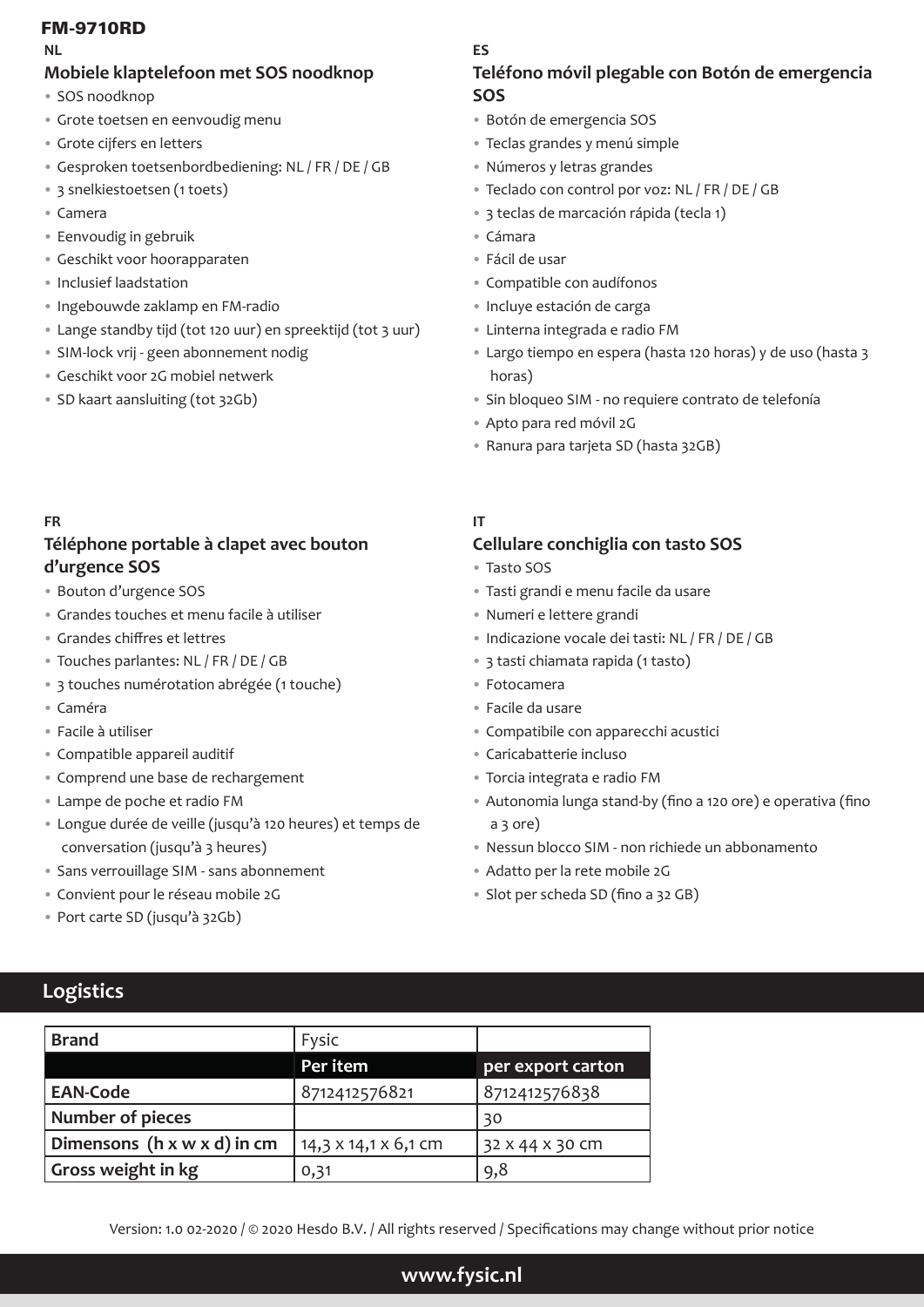FM-9710RD

NL

### Mobiele klaptelefoon met SOS noodknop

- SOS noodknop
- Grote toetsen en eenvoudig menu
- Grote cijfers en letters
- Gesproken toetsenbordbediening: NL / FR / DE / GB
- 3 snelkiestoetsen (1 toets)
- Camera
- Eenvoudig in gebruik
- Geschikt voor hoorapparaten
- Inclusief laadstation
- Ingebouwde zaklamp en FM-radio
- Lange standby tijd (tot 120 uur) en spreektijd (tot 3 uur)
- SIM-lock vrij - geen abonnement nodig
- Geschikt voor 2G mobiel netwerk
- SD kaart aansluiting (tot 32Gb)

ES

### Teléfono móvil plegable con Botón de emergencia SOS

- Botón de emergencia SOS
- Teclas grandes y menú simple
- Números y letras grandes
- Teclado con control por voz: NL / FR / DE / GB
- 3 teclas de marcación rápida (tecla 1)
- Cámara
- Fácil de usar
- Compatible con audífonos
- Incluye estación de carga
- Linterna integrada e radio FM
- Largo tiempo en espera (hasta 120 horas) y de uso (hasta 3 horas)
- Sin bloqueo SIM - no requiere contrato de telefonía
- Apto para red móvil 2G
- Ranura para tarjeta SD (hasta 32GB)

FR

### Téléphone portable à clapet avec bouton d'urgence SOS

- Bouton d'urgence SOS
- Grandes touches et menu facile à utiliser
- Grandes chiffres et lettres
- Touches parlantes: NL / FR / DE / GB
- 3 touches numérotation abrégée (1 touche)
- Caméra
- Facile à utiliser
- Compatible appareil auditif
- Comprend une base de rechargement
- Lampe de poche et radio FM
- Longue durée de veille (jusqu'à 120 heures) et temps de conversation (jusqu'à 3 heures)
- Sans verrouillage SIM - sans abonnement
- Convient pour le réseau mobile 2G
- Port carte SD (jusqu'à 32Gb)

IT

### Cellulare conchiglia con tasto SOS

- Tasto SOS
- Tasti grandi e menu facile da usare
- Numeri e lettere grandi
- Indicazione vocale dei tasti: NL / FR / DE / GB
- 3 tasti chiamata rapida (1 tasto)
- Fotocamera
- Facile da usare
- Compatibile con apparecchi acustici
- Caricabatterie incluso
- Torcia integrata e radio FM
- Autonomia lunga stand-by (fino a 120 ore) e operativa (fino a 3 ore)
- Nessun blocco SIM - non richiede un abbonamento
- Adatto per la rete mobile 2G
- Slot per scheda SD (fino a 32 GB)

## Logistics

| Brand | Fysic | |
|---|---|---|
| | **Per item** | **per export carton** |
| **EAN-Code** | 8712412576821 | 8712412576838 |
| **Number of pieces** | | 30 |
| **Dimensons (h x w x d) in cm** | 14,3 x 14,1 x 6,1 cm | 32 x 44 x 30 cm |
| **Gross weight in kg** | 0,31 | 9,8 |

Version: 1.0 02-2020 / © 2020 Hesdo B.V. / All rights reserved / Specifications may change without prior notice

www.fysic.nl